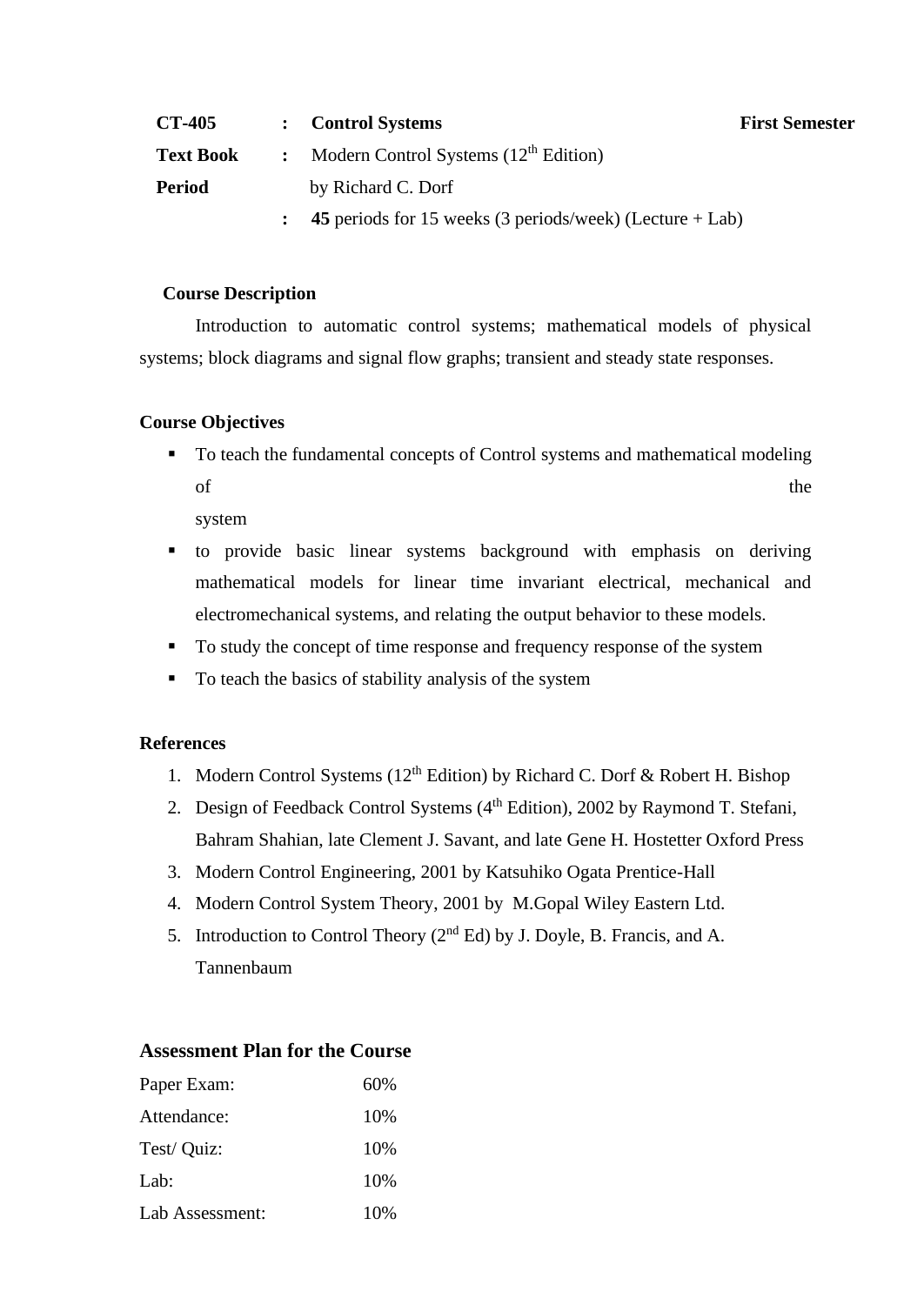**CT-405** : **Control Systems** **First Semester**

**Text Book** : Modern Control Systems ($12^{th}$ Edition) by Richard C. Dorf

**Period** : **45** periods for 15 weeks (3 periods/week) (Lecture + Lab)

**Course Description**

Introduction to automatic control systems; mathematical models of physical systems; block diagrams and signal flow graphs; transient and steady state responses.

**Course Objectives**

- To teach the fundamental concepts of Control systems and mathematical modeling of the system
- to provide basic linear systems background with emphasis on deriving mathematical models for linear time invariant electrical, mechanical and electromechanical systems, and relating the output behavior to these models.
- To study the concept of time response and frequency response of the system
- To teach the basics of stability analysis of the system

**References**

1. Modern Control Systems ($12^{th}$ Edition) by Richard C. Dorf & Robert H. Bishop
2. Design of Feedback Control Systems ($4^{th}$ Edition), 2002 by Raymond T. Stefani, Bahram Shahian, late Clement J. Savant, and late Gene H. Hostetter Oxford Press
3. Modern Control Engineering, 2001 by Katsuhiko Ogata Prentice-Hall
4. Modern Control System Theory, 2001 by M.Gopal Wiley Eastern Ltd.
5. Introduction to Control Theory ($2^{nd}$ Ed) by J. Doyle, B. Francis, and A. Tannenbaum

**Assessment Plan for the Course**

| | |
|---|---|
| Paper Exam: | 60% |
| Attendance: | 10% |
| Test/ Quiz: | 10% |
| Lab: | 10% |
| Lab Assessment: | 10% |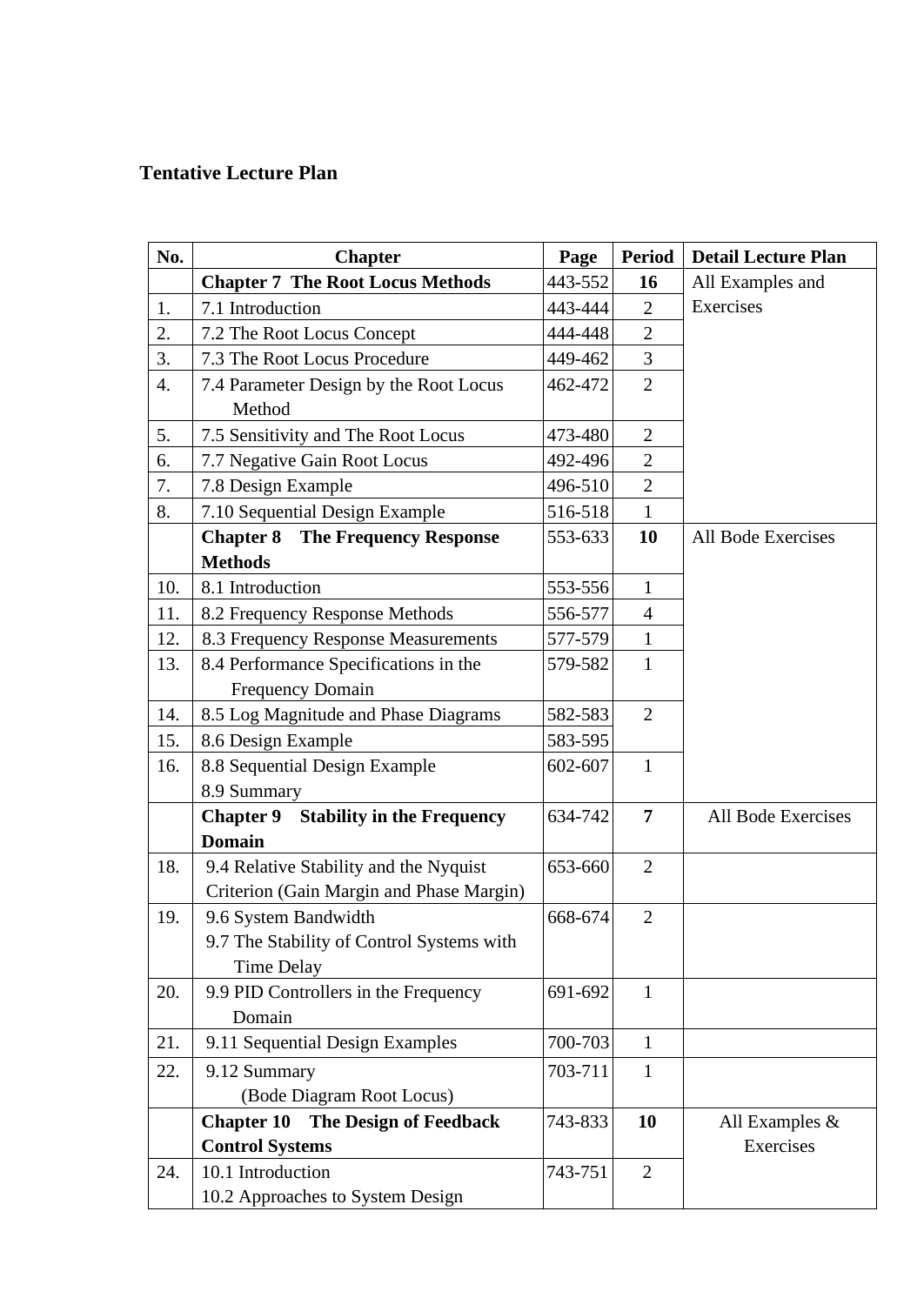**Tentative Lecture Plan**

| No. | Chapter | Page | Period | Detail Lecture Plan |
|---|---|---|---|---|
| | **Chapter 7 The Root Locus Methods** | 443-552 | **16** | All Examples and Exercises |
| 1. | 7.1 Introduction | 443-444 | 2 | |
| 2. | 7.2 The Root Locus Concept | 444-448 | 2 | |
| 3. | 7.3 The Root Locus Procedure | 449-462 | 3 | |
| 4. | 7.4 Parameter Design by the Root Locus Method | 462-472 | 2 | |
| 5. | 7.5 Sensitivity and The Root Locus | 473-480 | 2 | |
| 6. | 7.7 Negative Gain Root Locus | 492-496 | 2 | |
| 7. | 7.8 Design Example | 496-510 | 2 | |
| 8. | 7.10 Sequential Design Example | 516-518 | 1 | |
| | **Chapter 8 The Frequency Response Methods** | 553-633 | **10** | All Bode Exercises |
| 10. | 8.1 Introduction | 553-556 | 1 | |
| 11. | 8.2 Frequency Response Methods | 556-577 | 4 | |
| 12. | 8.3 Frequency Response Measurements | 577-579 | 1 | |
| 13. | 8.4 Performance Specifications in the Frequency Domain | 579-582 | 1 | |
| 14. | 8.5 Log Magnitude and Phase Diagrams | 582-583 | 2 | |
| 15. | 8.6 Design Example | 583-595 | | |
| 16. | 8.8 Sequential Design Example<br>8.9 Summary | 602-607 | 1 | |
| | **Chapter 9 Stability in the Frequency Domain** | 634-742 | **7** | All Bode Exercises |
| 18. | 9.4 Relative Stability and the Nyquist Criterion (Gain Margin and Phase Margin) | 653-660 | 2 | |
| 19. | 9.6 System Bandwidth<br>9.7 The Stability of Control Systems with Time Delay | 668-674 | 2 | |
| 20. | 9.9 PID Controllers in the Frequency Domain | 691-692 | 1 | |
| 21. | 9.11 Sequential Design Examples | 700-703 | 1 | |
| 22. | 9.12 Summary<br>(Bode Diagram Root Locus) | 703-711 | 1 | |
| | **Chapter 10 The Design of Feedback Control Systems** | 743-833 | **10** | All Examples & Exercises |
| 24. | 10.1 Introduction<br>10.2 Approaches to System Design | 743-751 | 2 | |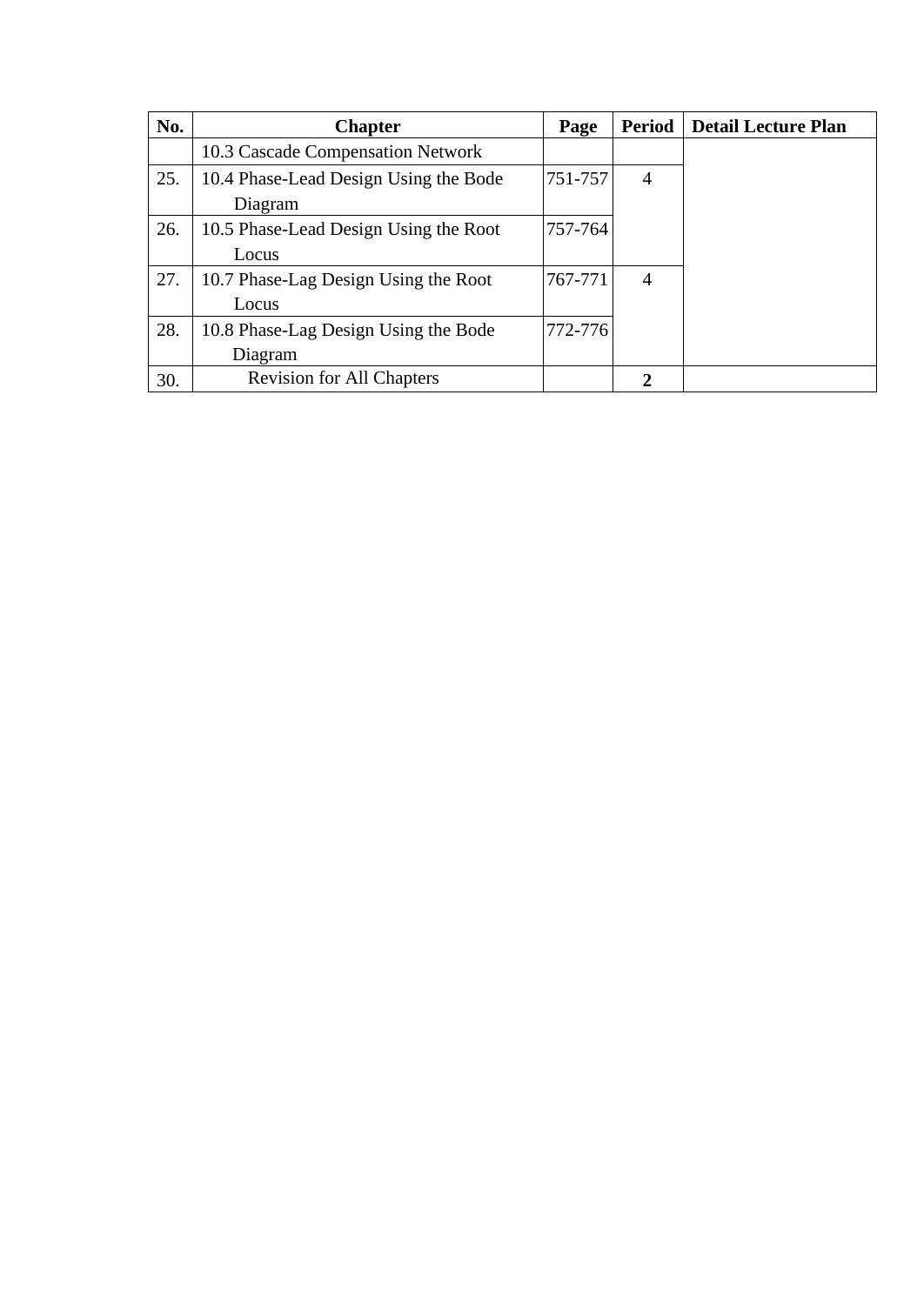| No. | Chapter | Page | Period | Detail Lecture Plan |
|---|---|---|---|---|
| | 10.3 Cascade Compensation Network | | | |
| 25. | 10.4 Phase-Lead Design Using the Bode Diagram | 751-757 | 4 | |
| 26. | 10.5 Phase-Lead Design Using the Root Locus | 757-764 | | |
| 27. | 10.7 Phase-Lag Design Using the Root Locus | 767-771 | 4 | |
| 28. | 10.8 Phase-Lag Design Using the Bode Diagram | 772-776 | | |
| 30. | Revision for All Chapters | | **2** | |